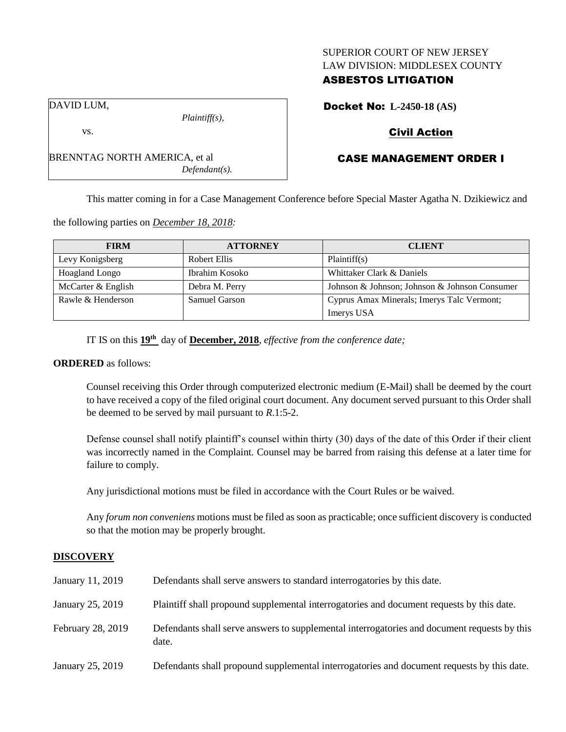SUPERIOR COURT OF NEW JERSEY
LAW DIVISION: MIDDLESEX COUNTY
**ASBESTOS LITIGATION**

DAVID LUM,
*Plaintiff(s),*
vs.

BRENNTAG NORTH AMERICA, et al
*Defendant(s).*

**Docket No: L-2450-18 (AS)**

**Civil Action**

**CASE MANAGEMENT ORDER I**

This matter coming in for a Case Management Conference before Special Master Agatha N. Dzikiewicz and the following parties on *December 18, 2018:*

| FIRM | ATTORNEY | CLIENT |
|---|---|---|
| Levy Konigsberg | Robert Ellis | Plaintiff(s) |
| Hoagland Longo | Ibrahim Kosoko | Whittaker Clark & Daniels |
| McCarter & English | Debra M. Perry | Johnson & Johnson; Johnson & Johnson Consumer |
| Rawle & Henderson | Samuel Garson | Cyprus Amax Minerals; Imerys Talc Vermont; Imerys USA |

IT IS on this **19th** day of **December, 2018**, *effective from the conference date;*

**ORDERED** as follows:

Counsel receiving this Order through computerized electronic medium (E-Mail) shall be deemed by the court to have received a copy of the filed original court document. Any document served pursuant to this Order shall be deemed to be served by mail pursuant to *R*.1:5-2.

Defense counsel shall notify plaintiff's counsel within thirty (30) days of the date of this Order if their client was incorrectly named in the Complaint. Counsel may be barred from raising this defense at a later time for failure to comply.

Any jurisdictional motions must be filed in accordance with the Court Rules or be waived.

Any *forum non conveniens* motions must be filed as soon as practicable; once sufficient discovery is conducted so that the motion may be properly brought.

## DISCOVERY

| | |
|---|---|
| January 11, 2019 | Defendants shall serve answers to standard interrogatories by this date. |
| January 25, 2019 | Plaintiff shall propound supplemental interrogatories and document requests by this date. |
| February 28, 2019 | Defendants shall serve answers to supplemental interrogatories and document requests by this date. |
| January 25, 2019 | Defendants shall propound supplemental interrogatories and document requests by this date. |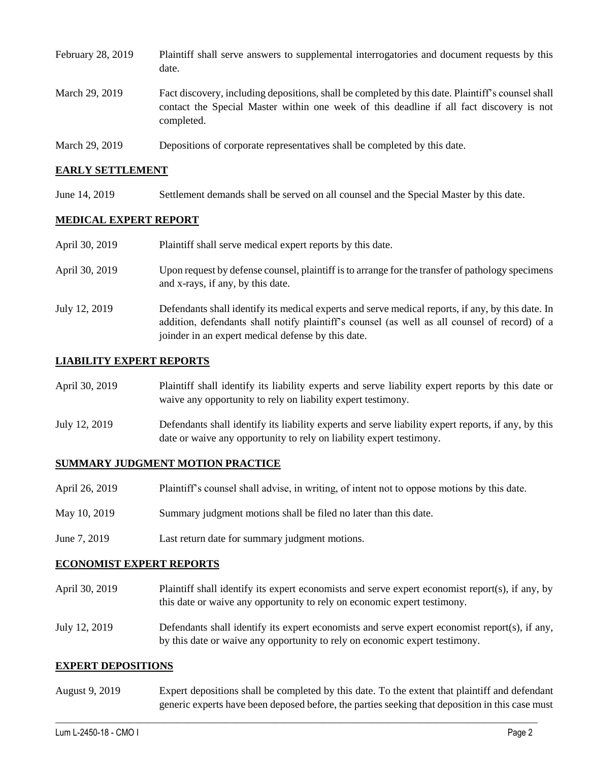| | |
|---|---|
| February 28, 2019 | Plaintiff shall serve answers to supplemental interrogatories and document requests by this date. |
| March 29, 2019 | Fact discovery, including depositions, shall be completed by this date. Plaintiff's counsel shall contact the Special Master within one week of this deadline if all fact discovery is not completed. |
| March 29, 2019 | Depositions of corporate representatives shall be completed by this date. |

## EARLY SETTLEMENT

| | |
|---|---|
| June 14, 2019 | Settlement demands shall be served on all counsel and the Special Master by this date. |

## MEDICAL EXPERT REPORT

| | |
|---|---|
| April 30, 2019 | Plaintiff shall serve medical expert reports by this date. |
| April 30, 2019 | Upon request by defense counsel, plaintiff is to arrange for the transfer of pathology specimens and x-rays, if any, by this date. |
| July 12, 2019 | Defendants shall identify its medical experts and serve medical reports, if any, by this date. In addition, defendants shall notify plaintiff's counsel (as well as all counsel of record) of a joinder in an expert medical defense by this date. |

## LIABILITY EXPERT REPORTS

| | |
|---|---|
| April 30, 2019 | Plaintiff shall identify its liability experts and serve liability expert reports by this date or waive any opportunity to rely on liability expert testimony. |
| July 12, 2019 | Defendants shall identify its liability experts and serve liability expert reports, if any, by this date or waive any opportunity to rely on liability expert testimony. |

## SUMMARY JUDGMENT MOTION PRACTICE

| | |
|---|---|
| April 26, 2019 | Plaintiff's counsel shall advise, in writing, of intent not to oppose motions by this date. |
| May 10, 2019 | Summary judgment motions shall be filed no later than this date. |
| June 7, 2019 | Last return date for summary judgment motions. |

## ECONOMIST EXPERT REPORTS

| | |
|---|---|
| April 30, 2019 | Plaintiff shall identify its expert economists and serve expert economist report(s), if any, by this date or waive any opportunity to rely on economic expert testimony. |
| July 12, 2019 | Defendants shall identify its expert economists and serve expert economist report(s), if any, by this date or waive any opportunity to rely on economic expert testimony. |

## EXPERT DEPOSITIONS

| | |
|---|---|
| August 9, 2019 | Expert depositions shall be completed by this date. To the extent that plaintiff and defendant generic experts have been deposed before, the parties seeking that deposition in this case must |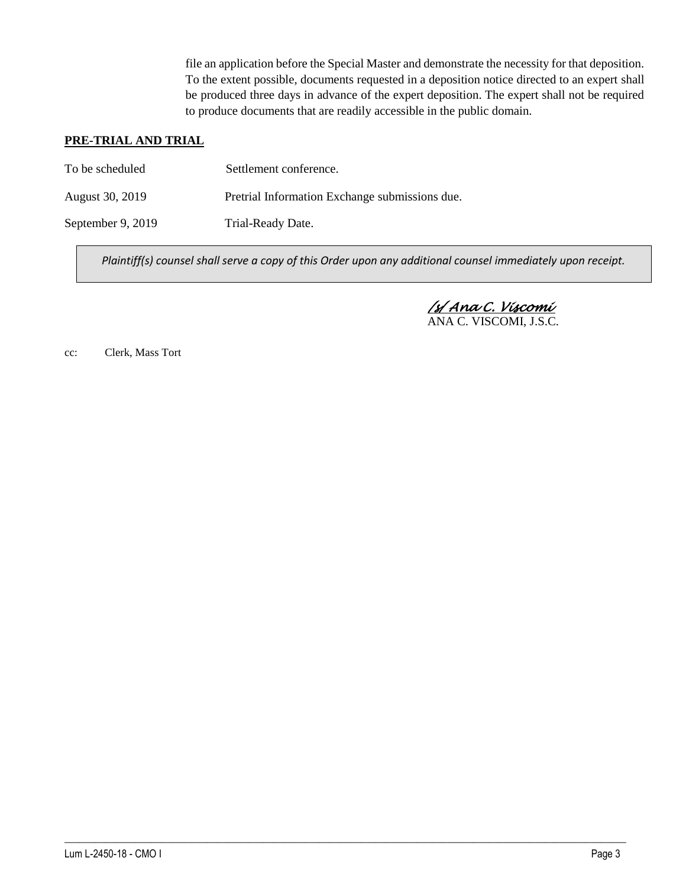file an application before the Special Master and demonstrate the necessity for that deposition. To the extent possible, documents requested in a deposition notice directed to an expert shall be produced three days in advance of the expert deposition. The expert shall not be required to produce documents that are readily accessible in the public domain.

**PRE-TRIAL AND TRIAL**

| | |
|---|---|
| To be scheduled | Settlement conference. |
| August 30, 2019 | Pretrial Information Exchange submissions due. |
| September 9, 2019 | Trial-Ready Date. |

*Plaintiff(s) counsel shall serve a copy of this Order upon any additional counsel immediately upon receipt.*

*/s/ Ana C. Viscomi*
ANA C. VISCOMI, J.S.C.

cc: Clerk, Mass Tort